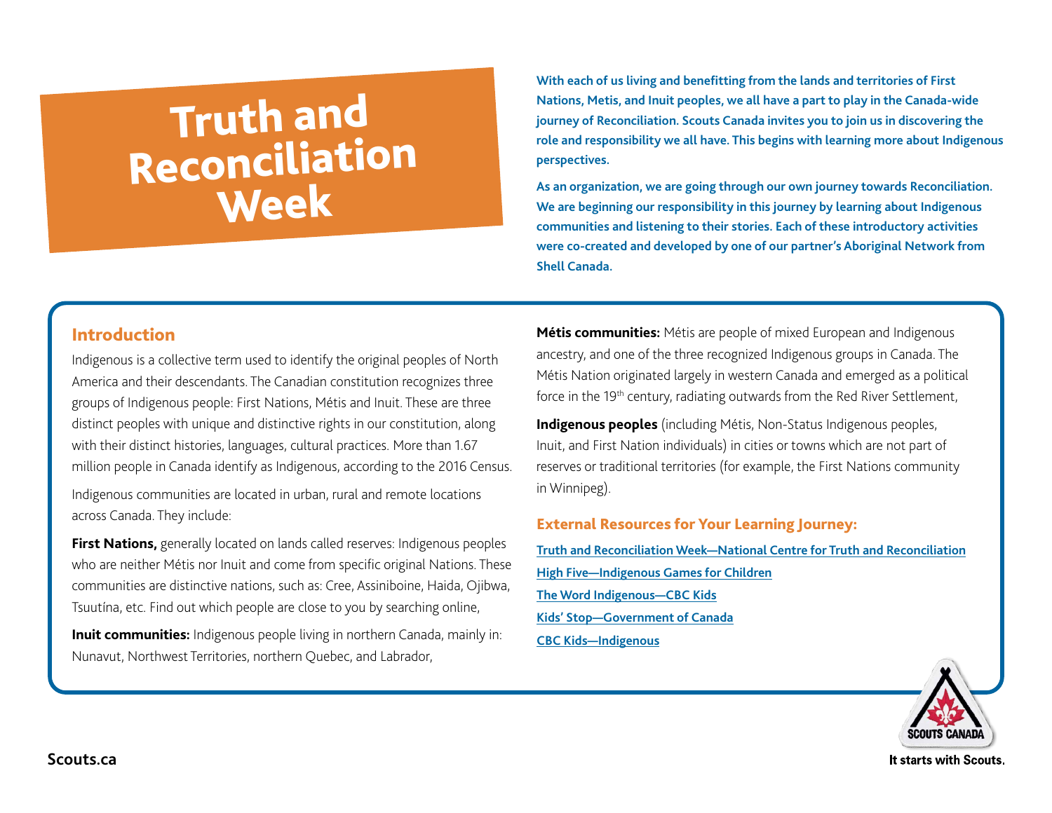# Truth and Reconciliation Week

**With each of us living and benefitting from the lands and territories of First Nations, Metis, and Inuit peoples, we all have a part to play in the Canada-wide journey of Reconciliation. Scouts Canada invites you to join us in discovering the role and responsibility we all have. This begins with learning more about Indigenous perspectives.**

**As an organization, we are going through our own journey towards Reconciliation. We are beginning our responsibility in this journey by learning about Indigenous communities and listening to their stories. Each of these introductory activities were co-created and developed by one of our partner's Aboriginal Network from Shell Canada.**

## Introduction

Indigenous is a collective term used to identify the original peoples of North America and their descendants. The Canadian constitution recognizes three groups of Indigenous people: First Nations, Métis and Inuit. These are three distinct peoples with unique and distinctive rights in our constitution, along with their distinct histories, languages, cultural practices. More than 1.67 million people in Canada identify as Indigenous, according to the 2016 Census.

Indigenous communities are located in urban, rural and remote locations across Canada. They include:

**First Nations,** generally located on lands called reserves: Indigenous peoples who are neither Métis nor Inuit and come from specific original Nations. These communities are distinctive nations, such as: Cree, Assiniboine, Haida, Ojibwa, Tsuutína, etc. Find out which people are close to you by searching online,

**Inuit communities:** Indigenous people living in northern Canada, mainly in: Nunavut, Northwest Territories, northern Quebec, and Labrador,

**Métis communities:** Métis are people of mixed European and Indigenous ancestry, and one of the three recognized Indigenous groups in Canada. The Métis Nation originated largely in western Canada and emerged as a political force in the 19th century, radiating outwards from the Red River Settlement,

**Indigenous peoples** (including Métis, Non-Status Indigenous peoples, Inuit, and First Nation individuals) in cities or towns which are not part of reserves or traditional territories (for example, the First Nations community in Winnipeg).

## External Resources for Your Learning Journey:

- Truth and Reconciliation Week—National Centre for Truth and Reconciliation
- High Five—Indigenous Games for Children
- The Word Indigenous—CBC Kids
- Kids' Stop—Government of Canada
- CBC Kids—Indigenous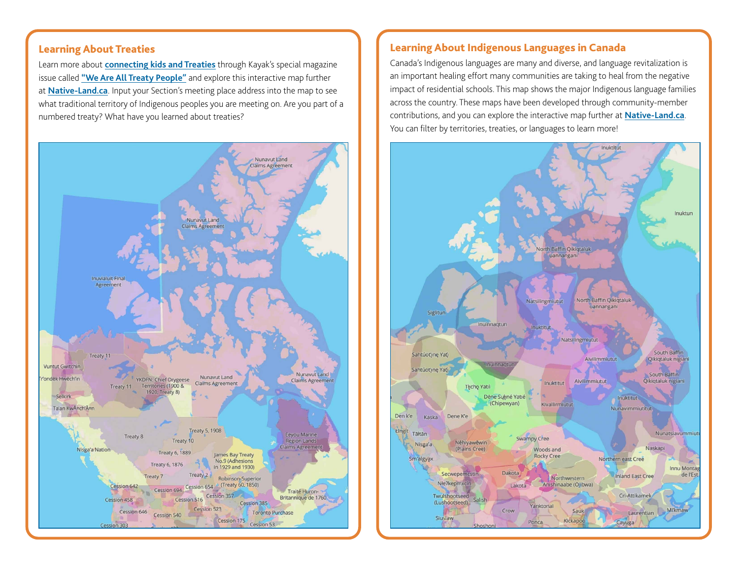## Learning About Treaties

Learn more about **connecting kids and Treaties** through Kayak's special magazine issue called **"We Are All Treaty People"** and explore this interactive map further at **Native-Land.ca**. Input your Section's meeting place address into the map to see what traditional territory of Indigenous peoples you are meeting on. Are you part of a numbered treaty? What have you learned about treaties?

## Learning About Indigenous Languages in Canada

Canada's Indigenous languages are many and diverse, and language revitalization is an important healing effort many communities are taking to heal from the negative impact of residential schools. This map shows the major Indigenous language families across the country. These maps have been developed through community-member contributions, and you can explore the interactive map further at **Native-Land.ca**. You can filter by territories, treaties, or languages to learn more!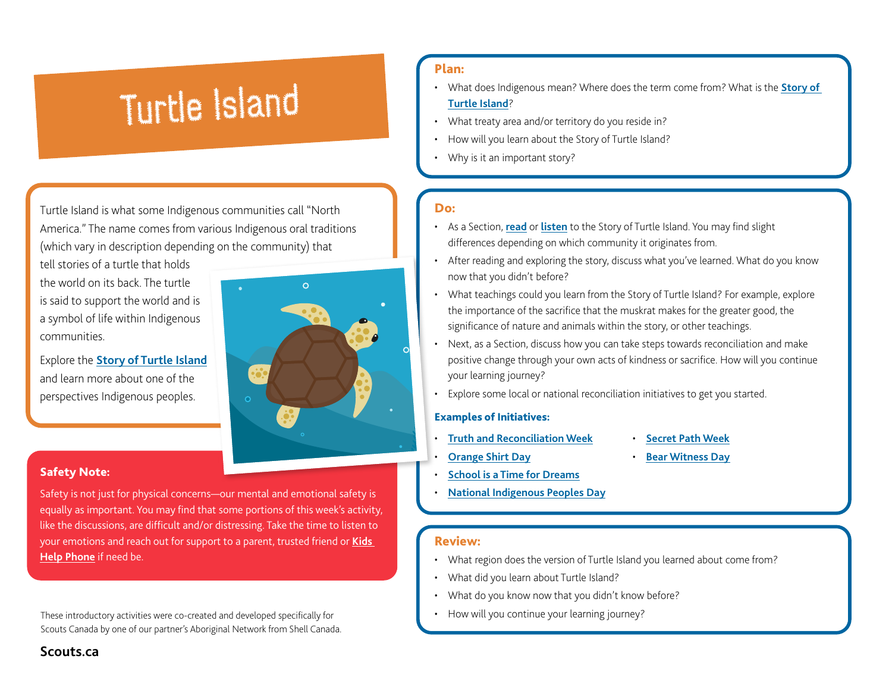# Turtle Island

Turtle Island is what some Indigenous communities call "North America." The name comes from various Indigenous oral traditions (which vary in description depending on the community) that tell stories of a turtle that holds the world on its back. The turtle is said to support the world and is a symbol of life within Indigenous communities.

Explore the **Story of Turtle Island** and learn more about one of the perspectives Indigenous peoples.

## Safety Note:

Safety is not just for physical concerns—our mental and emotional safety is equally as important. You may find that some portions of this week's activity, like the discussions, are difficult and/or distressing. Take the time to listen to your emotions and reach out for support to a parent, trusted friend or **Kids Help Phone** if need be.

These introductory activities were co-created and developed specifically for Scouts Canada by one of our partner's Aboriginal Network from Shell Canada.

**Scouts.ca**

## Plan:

- What does Indigenous mean? Where does the term come from? What is the **Story of Turtle Island**?
- What treaty area and/or territory do you reside in?
- How will you learn about the Story of Turtle Island?
- Why is it an important story?

## Do:

- As a Section, **read** or **listen** to the Story of Turtle Island. You may find slight differences depending on which community it originates from.
- After reading and exploring the story, discuss what you've learned. What do you know now that you didn't before?
- What teachings could you learn from the Story of Turtle Island? For example, explore the importance of the sacrifice that the muskrat makes for the greater good, the significance of nature and animals within the story, or other teachings.
- Next, as a Section, discuss how you can take steps towards reconciliation and make positive change through your own acts of kindness or sacrifice. How will you continue your learning journey?
- Explore some local or national reconciliation initiatives to get you started.

### Examples of Initiatives:

- **Truth and Reconciliation Week**
- **Orange Shirt Day**
- **School is a Time for Dreams**
- **National Indigenous Peoples Day**
- **Secret Path Week**
- **Bear Witness Day**

## Review:

- What region does the version of Turtle Island you learned about come from?
- What did you learn about Turtle Island?
- What do you know now that you didn't know before?
- How will you continue your learning journey?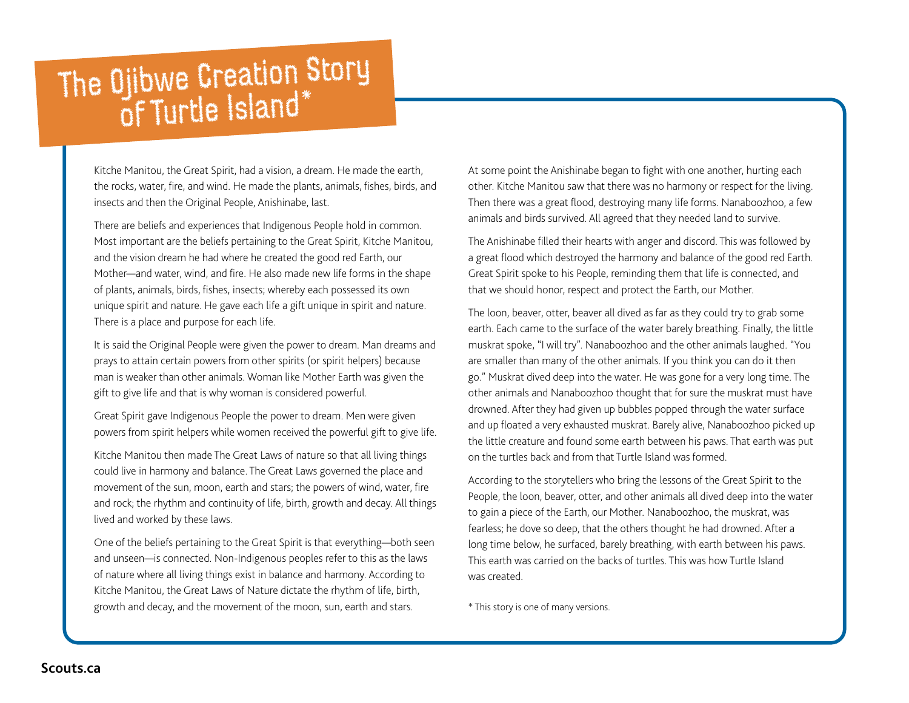# The Ojibwe Creation Story of Turtle Island*

Kitche Manitou, the Great Spirit, had a vision, a dream. He made the earth, the rocks, water, fire, and wind. He made the plants, animals, fishes, birds, and insects and then the Original People, Anishinabe, last.

There are beliefs and experiences that Indigenous People hold in common. Most important are the beliefs pertaining to the Great Spirit, Kitche Manitou, and the vision dream he had where he created the good red Earth, our Mother—and water, wind, and fire. He also made new life forms in the shape of plants, animals, birds, fishes, insects; whereby each possessed its own unique spirit and nature. He gave each life a gift unique in spirit and nature. There is a place and purpose for each life.

It is said the Original People were given the power to dream. Man dreams and prays to attain certain powers from other spirits (or spirit helpers) because man is weaker than other animals. Woman like Mother Earth was given the gift to give life and that is why woman is considered powerful.

Great Spirit gave Indigenous People the power to dream. Men were given powers from spirit helpers while women received the powerful gift to give life.

Kitche Manitou then made The Great Laws of nature so that all living things could live in harmony and balance. The Great Laws governed the place and movement of the sun, moon, earth and stars; the powers of wind, water, fire and rock; the rhythm and continuity of life, birth, growth and decay. All things lived and worked by these laws.

One of the beliefs pertaining to the Great Spirit is that everything—both seen and unseen—is connected. Non-Indigenous peoples refer to this as the laws of nature where all living things exist in balance and harmony. According to Kitche Manitou, the Great Laws of Nature dictate the rhythm of life, birth, growth and decay, and the movement of the moon, sun, earth and stars.

At some point the Anishinabe began to fight with one another, hurting each other. Kitche Manitou saw that there was no harmony or respect for the living. Then there was a great flood, destroying many life forms. Nanaboozhoo, a few animals and birds survived. All agreed that they needed land to survive.

The Anishinabe filled their hearts with anger and discord. This was followed by a great flood which destroyed the harmony and balance of the good red Earth. Great Spirit spoke to his People, reminding them that life is connected, and that we should honor, respect and protect the Earth, our Mother.

The loon, beaver, otter, beaver all dived as far as they could try to grab some earth. Each came to the surface of the water barely breathing. Finally, the little muskrat spoke, "I will try". Nanaboozhoo and the other animals laughed. "You are smaller than many of the other animals. If you think you can do it then go." Muskrat dived deep into the water. He was gone for a very long time. The other animals and Nanaboozhoo thought that for sure the muskrat must have drowned. After they had given up bubbles popped through the water surface and up floated a very exhausted muskrat. Barely alive, Nanaboozhoo picked up the little creature and found some earth between his paws. That earth was put on the turtles back and from that Turtle Island was formed.

According to the storytellers who bring the lessons of the Great Spirit to the People, the loon, beaver, otter, and other animals all dived deep into the water to gain a piece of the Earth, our Mother. Nanaboozhoo, the muskrat, was fearless; he dove so deep, that the others thought he had drowned. After a long time below, he surfaced, barely breathing, with earth between his paws. This earth was carried on the backs of turtles. This was how Turtle Island was created.

* This story is one of many versions.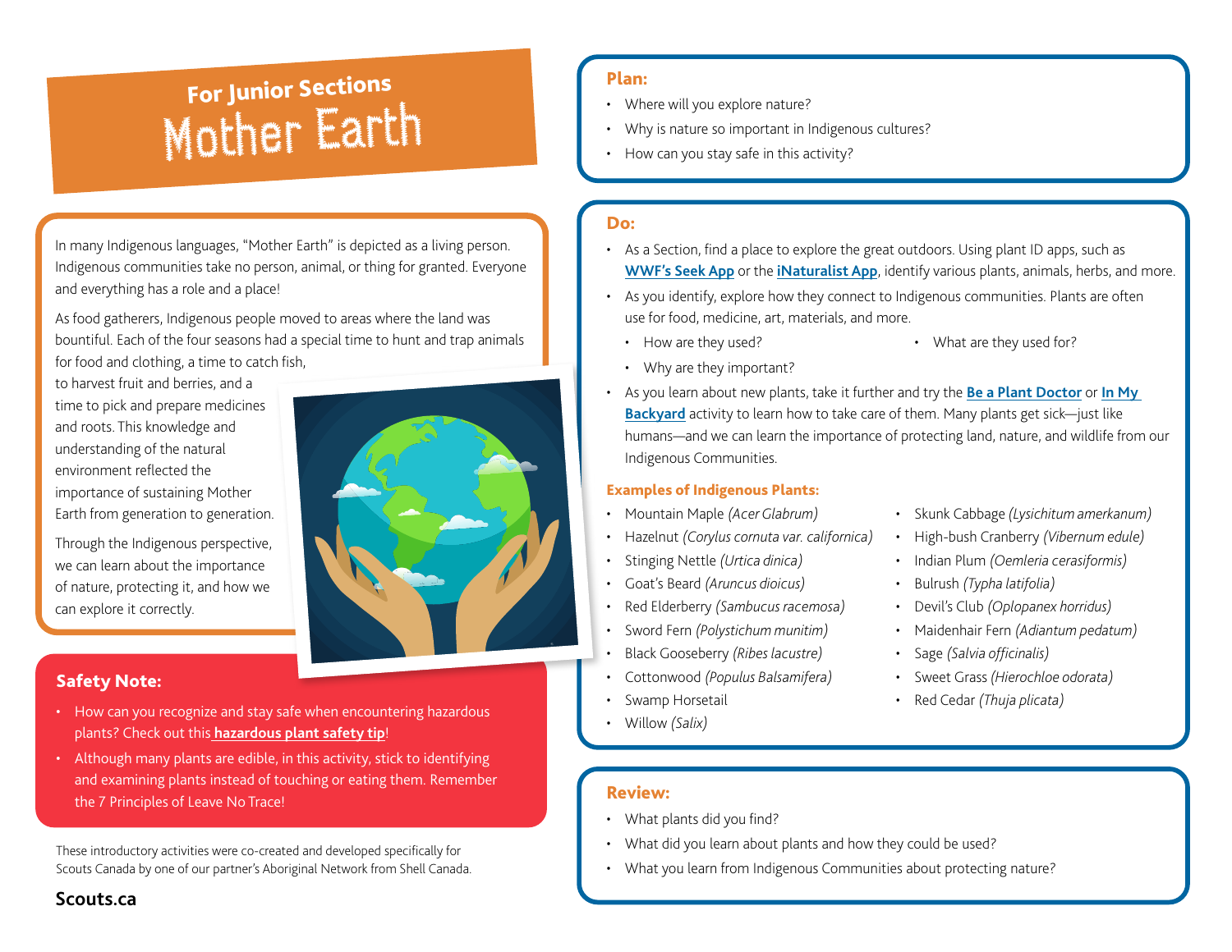## For Junior Sections

# Mother Earth

In many Indigenous languages, "Mother Earth" is depicted as a living person. Indigenous communities take no person, animal, or thing for granted. Everyone and everything has a role and a place!

As food gatherers, Indigenous people moved to areas where the land was bountiful. Each of the four seasons had a special time to hunt and trap animals for food and clothing, a time to catch fish, to harvest fruit and berries, and a time to pick and prepare medicines and roots. This knowledge and understanding of the natural environment reflected the importance of sustaining Mother Earth from generation to generation.

Through the Indigenous perspective, we can learn about the importance of nature, protecting it, and how we can explore it correctly.

## Safety Note:

- How can you recognize and stay safe when encountering hazardous plants? Check out this **hazardous plant safety tip**!
- Although many plants are edible, in this activity, stick to identifying and examining plants instead of touching or eating them. Remember the 7 Principles of Leave No Trace!

These introductory activities were co-created and developed specifically for Scouts Canada by one of our partner's Aboriginal Network from Shell Canada.

## Plan:

- Where will you explore nature?
- Why is nature so important in Indigenous cultures?
- How can you stay safe in this activity?

## Do:

- As a Section, find a place to explore the great outdoors. Using plant ID apps, such as **WWF's Seek App** or the **iNaturalist App**, identify various plants, animals, herbs, and more.
- As you identify, explore how they connect to Indigenous communities. Plants are often use for food, medicine, art, materials, and more.
  - How are they used?
  - What are they used for?
  - Why are they important?
- As you learn about new plants, take it further and try the **Be a Plant Doctor** or **In My Backyard** activity to learn how to take care of them. Many plants get sick—just like humans—and we can learn the importance of protecting land, nature, and wildlife from our Indigenous Communities.

### Examples of Indigenous Plants:

- Mountain Maple *(Acer Glabrum)*
- Hazelnut *(Corylus cornuta var. californica)*
- Stinging Nettle *(Urtica dinica)*
- Goat's Beard *(Aruncus dioicus)*
- Red Elderberry *(Sambucus racemosa)*
- Sword Fern *(Polystichum munitim)*
- Black Gooseberry *(Ribes lacustre)*
- Cottonwood *(Populus Balsamifera)*
- Swamp Horsetail
- Willow *(Salix)*
- Skunk Cabbage *(Lysichitum amerkanum)*
- High-bush Cranberry *(Vibernum edule)*
- Indian Plum *(Oemleria cerasiformis)*
- Bulrush *(Typha latifolia)*
- Devil's Club *(Oplopanex horridus)*
- Maidenhair Fern *(Adiantum pedatum)*
- Sage *(Salvia officinalis)*
- Sweet Grass *(Hierochloe odorata)*
- Red Cedar *(Thuja plicata)*

## Review:

- What plants did you find?
- What did you learn about plants and how they could be used?
- What you learn from Indigenous Communities about protecting nature?

Scouts.ca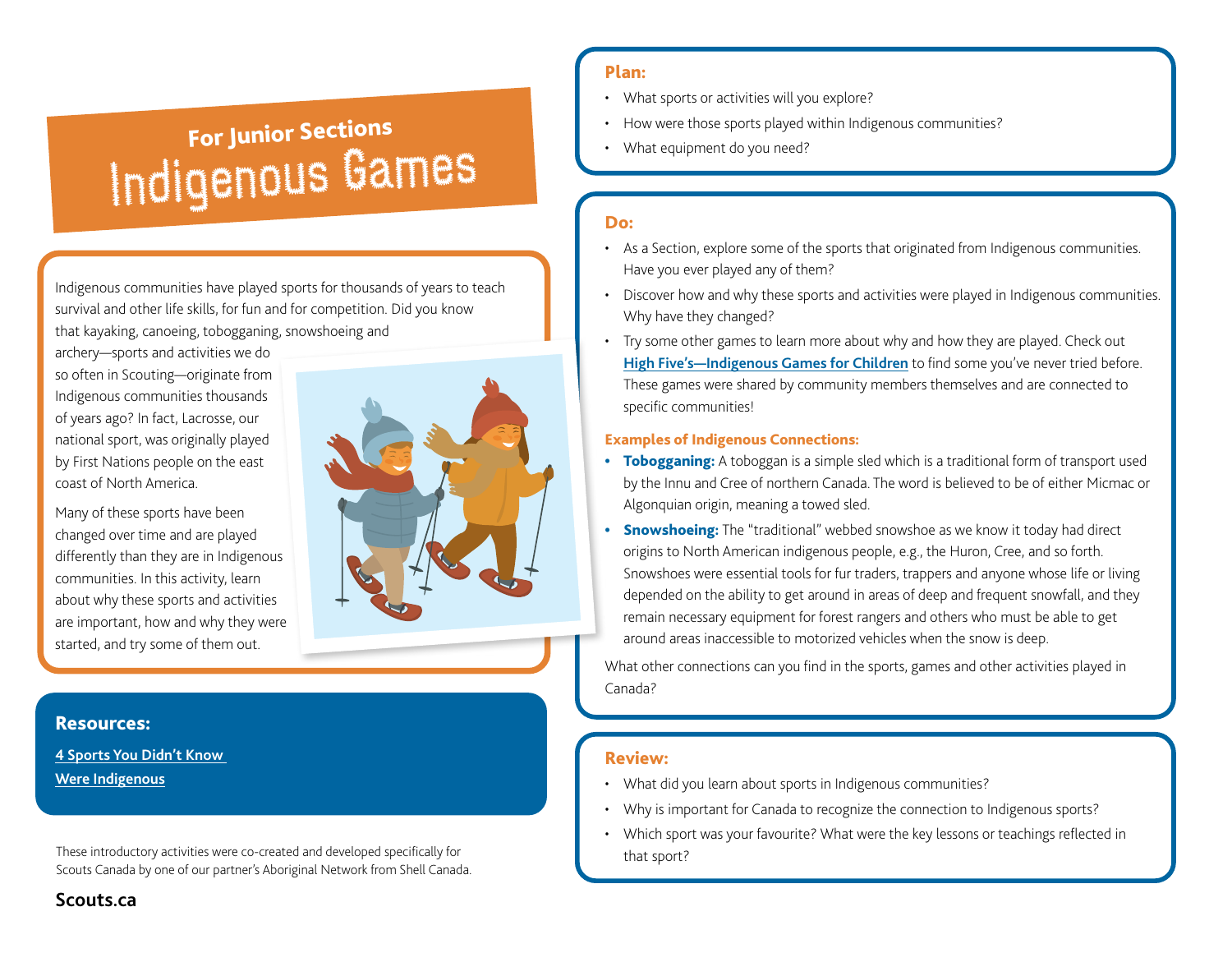## For Junior Sections

# Indigenous Games

Indigenous communities have played sports for thousands of years to teach survival and other life skills, for fun and for competition. Did you know that kayaking, canoeing, tobogganing, snowshoeing and archery—sports and activities we do so often in Scouting—originate from Indigenous communities thousands of years ago? In fact, Lacrosse, our national sport, was originally played by First Nations people on the east coast of North America.

Many of these sports have been changed over time and are played differently than they are in Indigenous communities. In this activity, learn about why these sports and activities are important, how and why they were started, and try some of them out.

### Resources:

[4 Sports You Didn't Know Were Indigenous]

These introductory activities were co-created and developed specifically for Scouts Canada by one of our partner's Aboriginal Network from Shell Canada.

**Scouts.ca**

### Plan:

- What sports or activities will you explore?
- How were those sports played within Indigenous communities?
- What equipment do you need?

### Do:

- As a Section, explore some of the sports that originated from Indigenous communities. Have you ever played any of them?
- Discover how and why these sports and activities were played in Indigenous communities. Why have they changed?
- Try some other games to learn more about why and how they are played. Check out **High Five's—Indigenous Games for Children** to find some you've never tried before. These games were shared by community members themselves and are connected to specific communities!

**Examples of Indigenous Connections:**

- **Tobogganing:** A toboggan is a simple sled which is a traditional form of transport used by the Innu and Cree of northern Canada. The word is believed to be of either Micmac or Algonquian origin, meaning a towed sled.
- **Snowshoeing:** The "traditional" webbed snowshoe as we know it today had direct origins to North American indigenous people, e.g., the Huron, Cree, and so forth. Snowshoes were essential tools for fur traders, trappers and anyone whose life or living depended on the ability to get around in areas of deep and frequent snowfall, and they remain necessary equipment for forest rangers and others who must be able to get around areas inaccessible to motorized vehicles when the snow is deep.

What other connections can you find in the sports, games and other activities played in Canada?

### Review:

- What did you learn about sports in Indigenous communities?
- Why is important for Canada to recognize the connection to Indigenous sports?
- Which sport was your favourite? What were the key lessons or teachings reflected in that sport?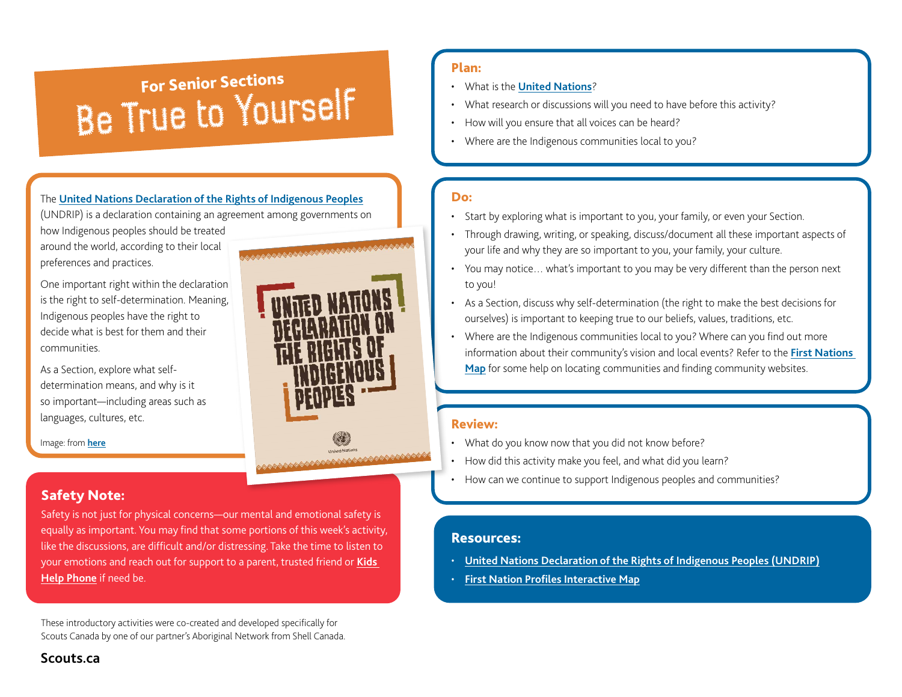## For Senior Sections

# Be True to Yourself

The **United Nations Declaration of the Rights of Indigenous Peoples** (UNDRIP) is a declaration containing an agreement among governments on how Indigenous peoples should be treated around the world, according to their local preferences and practices.

One important right within the declaration is the right to self-determination. Meaning, Indigenous peoples have the right to decide what is best for them and their communities.

As a Section, explore what self-determination means, and why is it so important—including areas such as languages, cultures, etc.

Image: from **here**

### Safety Note:

Safety is not just for physical concerns—our mental and emotional safety is equally as important. You may find that some portions of this week's activity, like the discussions, are difficult and/or distressing. Take the time to listen to your emotions and reach out for support to a parent, trusted friend or **Kids Help Phone** if need be.

These introductory activities were co-created and developed specifically for Scouts Canada by one of our partner's Aboriginal Network from Shell Canada.

### Plan:

- What is the **United Nations**?
- What research or discussions will you need to have before this activity?
- How will you ensure that all voices can be heard?
- Where are the Indigenous communities local to you?

### Do:

- Start by exploring what is important to you, your family, or even your Section.
- Through drawing, writing, or speaking, discuss/document all these important aspects of your life and why they are so important to you, your family, your culture.
- You may notice… what's important to you may be very different than the person next to you!
- As a Section, discuss why self-determination (the right to make the best decisions for ourselves) is important to keeping true to our beliefs, values, traditions, etc.
- Where are the Indigenous communities local to you? Where can you find out more information about their community's vision and local events? Refer to the **First Nations Map** for some help on locating communities and finding community websites.

### Review:

- What do you know now that you did not know before?
- How did this activity make you feel, and what did you learn?
- How can we continue to support Indigenous peoples and communities?

### Resources:

- **United Nations Declaration of the Rights of Indigenous Peoples (UNDRIP)**
- **First Nation Profiles Interactive Map**

**Scouts.ca**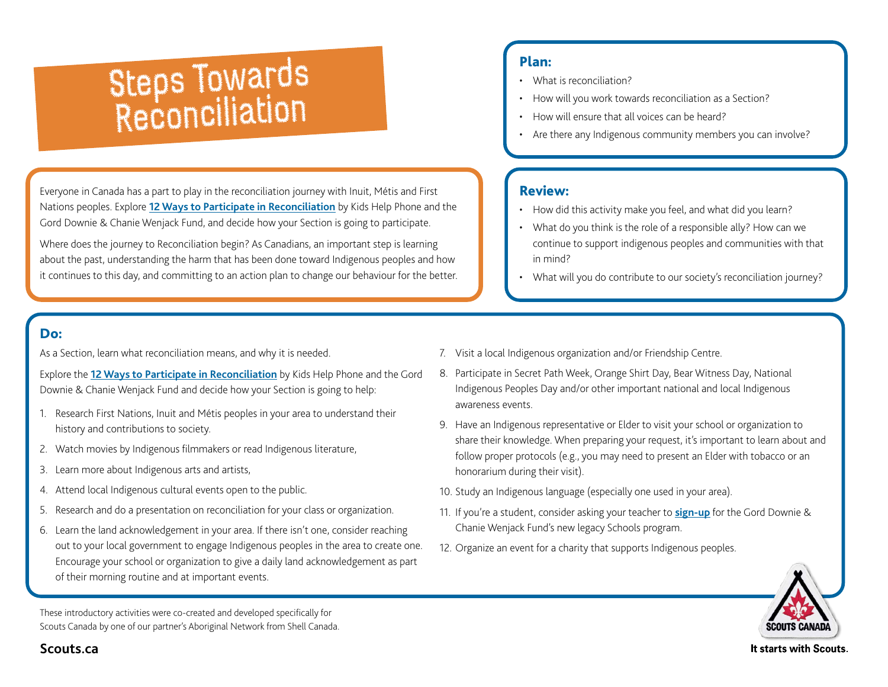# Steps Towards Reconciliation

Everyone in Canada has a part to play in the reconciliation journey with Inuit, Métis and First Nations peoples. Explore **12 Ways to Participate in Reconciliation** by Kids Help Phone and the Gord Downie & Chanie Wenjack Fund, and decide how your Section is going to participate.

Where does the journey to Reconciliation begin? As Canadians, an important step is learning about the past, understanding the harm that has been done toward Indigenous peoples and how it continues to this day, and committing to an action plan to change our behaviour for the better.

## Plan:

- What is reconciliation?
- How will you work towards reconciliation as a Section?
- How will ensure that all voices can be heard?
- Are there any Indigenous community members you can involve?

## Review:

- How did this activity make you feel, and what did you learn?
- What do you think is the role of a responsible ally? How can we continue to support indigenous peoples and communities with that in mind?
- What will you do contribute to our society's reconciliation journey?

## Do:

As a Section, learn what reconciliation means, and why it is needed.

Explore the **12 Ways to Participate in Reconciliation** by Kids Help Phone and the Gord Downie & Chanie Wenjack Fund and decide how your Section is going to help:

1. Research First Nations, Inuit and Métis peoples in your area to understand their history and contributions to society.
2. Watch movies by Indigenous filmmakers or read Indigenous literature,
3. Learn more about Indigenous arts and artists,
4. Attend local Indigenous cultural events open to the public.
5. Research and do a presentation on reconciliation for your class or organization.
6. Learn the land acknowledgement in your area. If there isn't one, consider reaching out to your local government to engage Indigenous peoples in the area to create one. Encourage your school or organization to give a daily land acknowledgement as part of their morning routine and at important events.
7. Visit a local Indigenous organization and/or Friendship Centre.
8. Participate in Secret Path Week, Orange Shirt Day, Bear Witness Day, National Indigenous Peoples Day and/or other important national and local Indigenous awareness events.
9. Have an Indigenous representative or Elder to visit your school or organization to share their knowledge. When preparing your request, it's important to learn about and follow proper protocols (e.g., you may need to present an Elder with tobacco or an honorarium during their visit).
10. Study an Indigenous language (especially one used in your area).
11. If you're a student, consider asking your teacher to **sign-up** for the Gord Downie & Chanie Wenjack Fund's new legacy Schools program.
12. Organize an event for a charity that supports Indigenous peoples.

These introductory activities were co-created and developed specifically for Scouts Canada by one of our partner's Aboriginal Network from Shell Canada.

**Scouts.ca**

SCOUTS CANADA

**It starts with Scouts.**